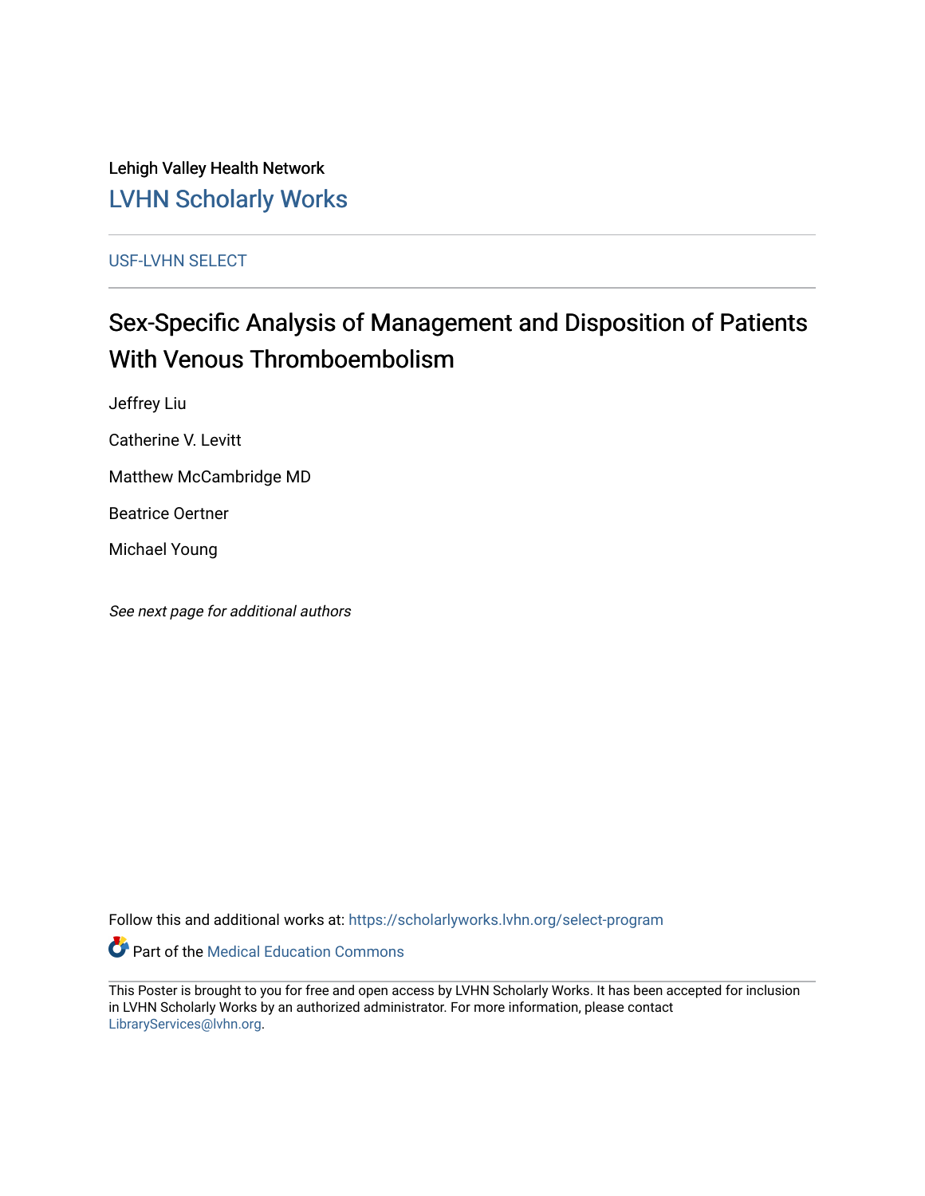Lehigh Valley Health Network

LVHN Scholarly Works

USF-LVHN SELECT

# Sex-Specific Analysis of Management and Disposition of Patients With Venous Thromboembolism

Jeffrey Liu

Catherine V. Levitt

Matthew McCambridge MD

Beatrice Oertner

Michael Young

*See next page for additional authors*

Follow this and additional works at: https://scholarlyworks.lvhn.org/select-program

Part of the Medical Education Commons

This Poster is brought to you for free and open access by LVHN Scholarly Works. It has been accepted for inclusion in LVHN Scholarly Works by an authorized administrator. For more information, please contact LibraryServices@lvhn.org.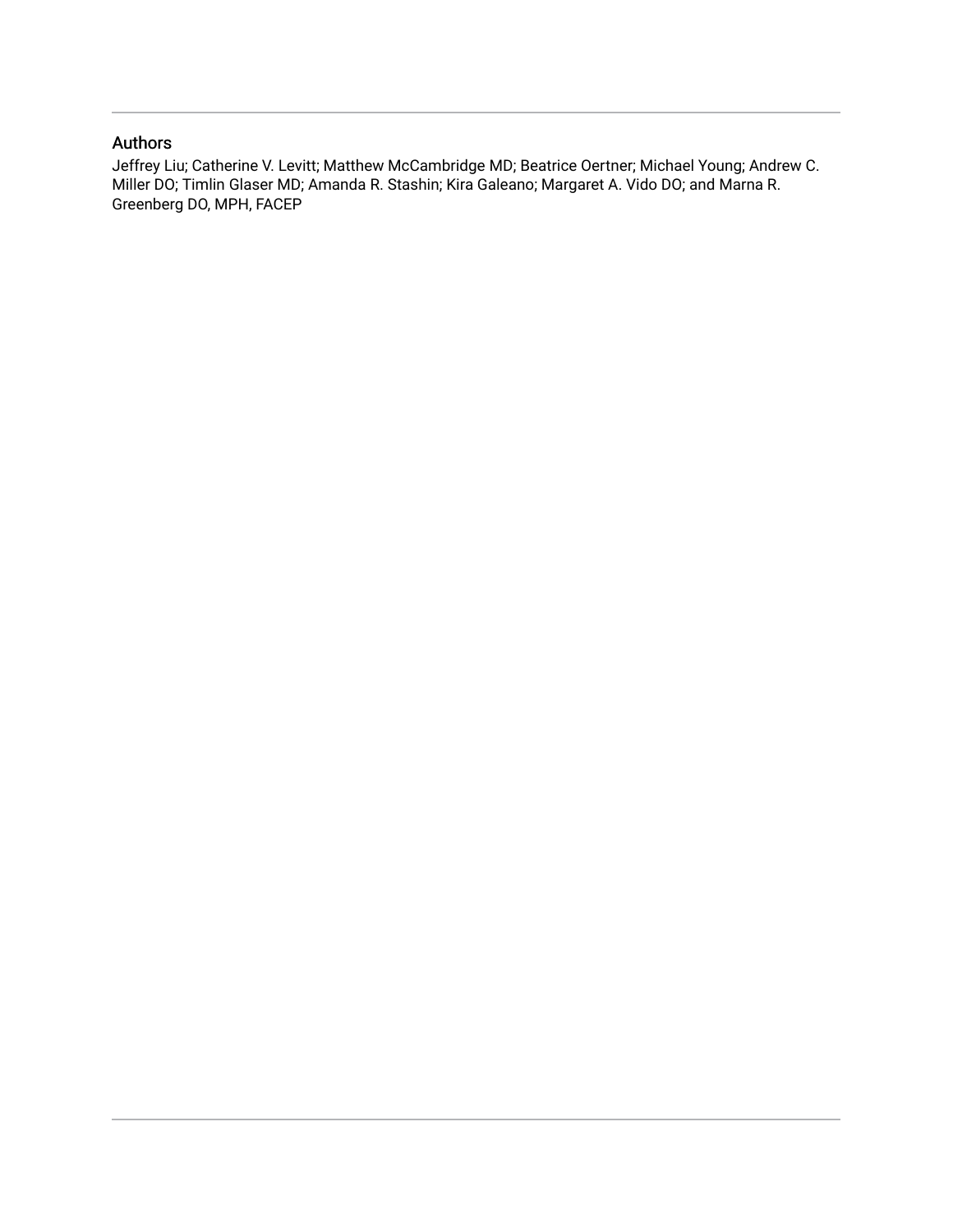## Authors

Jeffrey Liu; Catherine V. Levitt; Matthew McCambridge MD; Beatrice Oertner; Michael Young; Andrew C. Miller DO; Timlin Glaser MD; Amanda R. Stashin; Kira Galeano; Margaret A. Vido DO; and Marna R. Greenberg DO, MPH, FACEP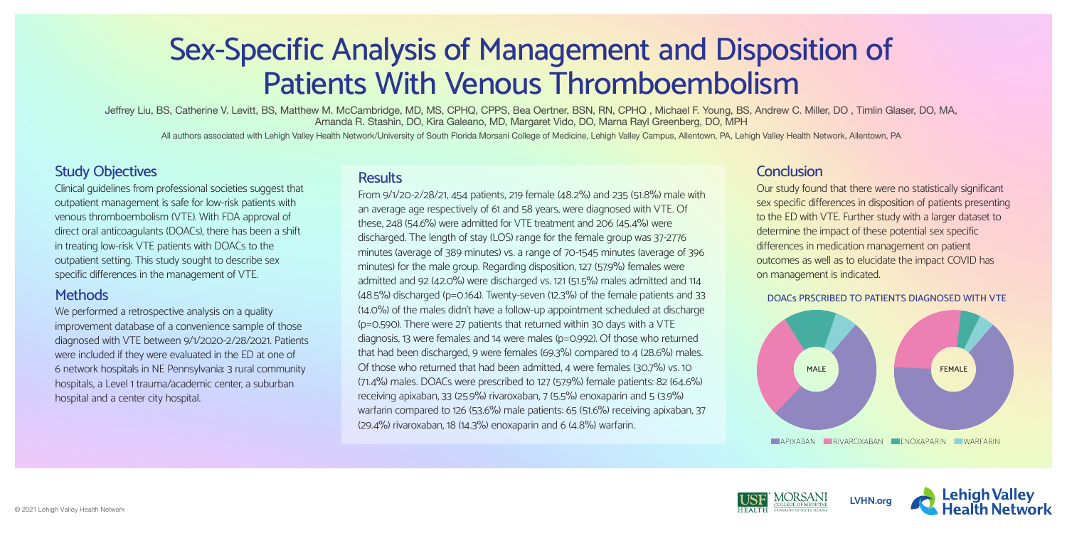# Sex-Specific Analysis of Management and Disposition of Patients With Venous Thromboembolism

Jeffrey Liu, BS, Catherine V. Levitt, BS, Matthew M. McCambridge, MD, MS, CPHQ, CPPS, Bea Oertner, BSN, RN, CPHQ , Michael F. Young, BS, Andrew C. Miller, DO , Timlin Glaser, DO, MA, Amanda R. Stashin, DO, Kira Galeano, MD, Margaret Vido, DO, Marna Rayl Greenberg, DO, MPH

All authors associated with Lehigh Valley Health Network/University of South Florida Morsani College of Medicine, Lehigh Valley Campus, Allentown, PA, Lehigh Valley Health Network, Allentown, PA

## Study Objectives

Clinical guidelines from professional societies suggest that outpatient management is safe for low-risk patients with venous thromboembolism (VTE). With FDA approval of direct oral anticoagulants (DOACs), there has been a shift in treating low-risk VTE patients with DOACs to the outpatient setting. This study sought to describe sex specific differences in the management of VTE.

## Methods

We performed a retrospective analysis on a quality improvement database of a convenience sample of those diagnosed with VTE between 9/1/2020-2/28/2021. Patients were included if they were evaluated in the ED at one of 6 network hospitals in NE Pennsylvania: 3 rural community hospitals, a Level 1 trauma/academic center, a suburban hospital and a center city hospital.

## Results

From 9/1/20-2/28/21, 454 patients, 219 female (48.2%) and 235 (51.8%) male with an average age respectively of 61 and 58 years, were diagnosed with VTE. Of these, 248 (54.6%) were admitted for VTE treatment and 206 (45.4%) were discharged. The length of stay (LOS) range for the female group was 37-2776 minutes (average of 389 minutes) vs. a range of 70-1545 minutes (average of 396 minutes) for the male group. Regarding disposition, 127 (57.9%) females were admitted and 92 (42.0%) were discharged vs. 121 (51.5%) males admitted and 114 (48.5%) discharged ($p=0.164$). Twenty-seven (12.3%) of the female patients and 33 (14.0%) of the males didn't have a follow-up appointment scheduled at discharge ($p=0.590$). There were 27 patients that returned within 30 days with a VTE diagnosis, 13 were females and 14 were males ($p=0.992$). Of those who returned that had been discharged, 9 were females (69.3%) compared to 4 (28.6%) males. Of those who returned that had been admitted, 4 were females (30.7%) vs. 10 (71.4%) males. DOACs were prescribed to 127 (57.9%) female patients: 82 (64.6%) receiving apixaban, 33 (25.9%) rivaroxaban, 7 (5.5%) enoxaparin and 5 (3.9%) warfarin compared to 126 (53.6%) male patients: 65 (51.6%) receiving apixaban, 37 (29.4%) rivaroxaban, 18 (14.3%) enoxaparin and 6 (4.8%) warfarin.

## Conclusion

Our study found that there were no statistically significant sex specific differences in disposition of patients presenting to the ED with VTE. Further study with a larger dataset to determine the impact of these potential sex specific differences in medication management on patient outcomes as well as to elucidate the impact COVID has on management is indicated.

DOACs PRSCRIBED TO PATIENTS DIAGNOSED WITH VTE

MALE

FEMALE

APIXABAN RIVAROXABAN ENOXAPARIN WARFARIN

LVHN.org